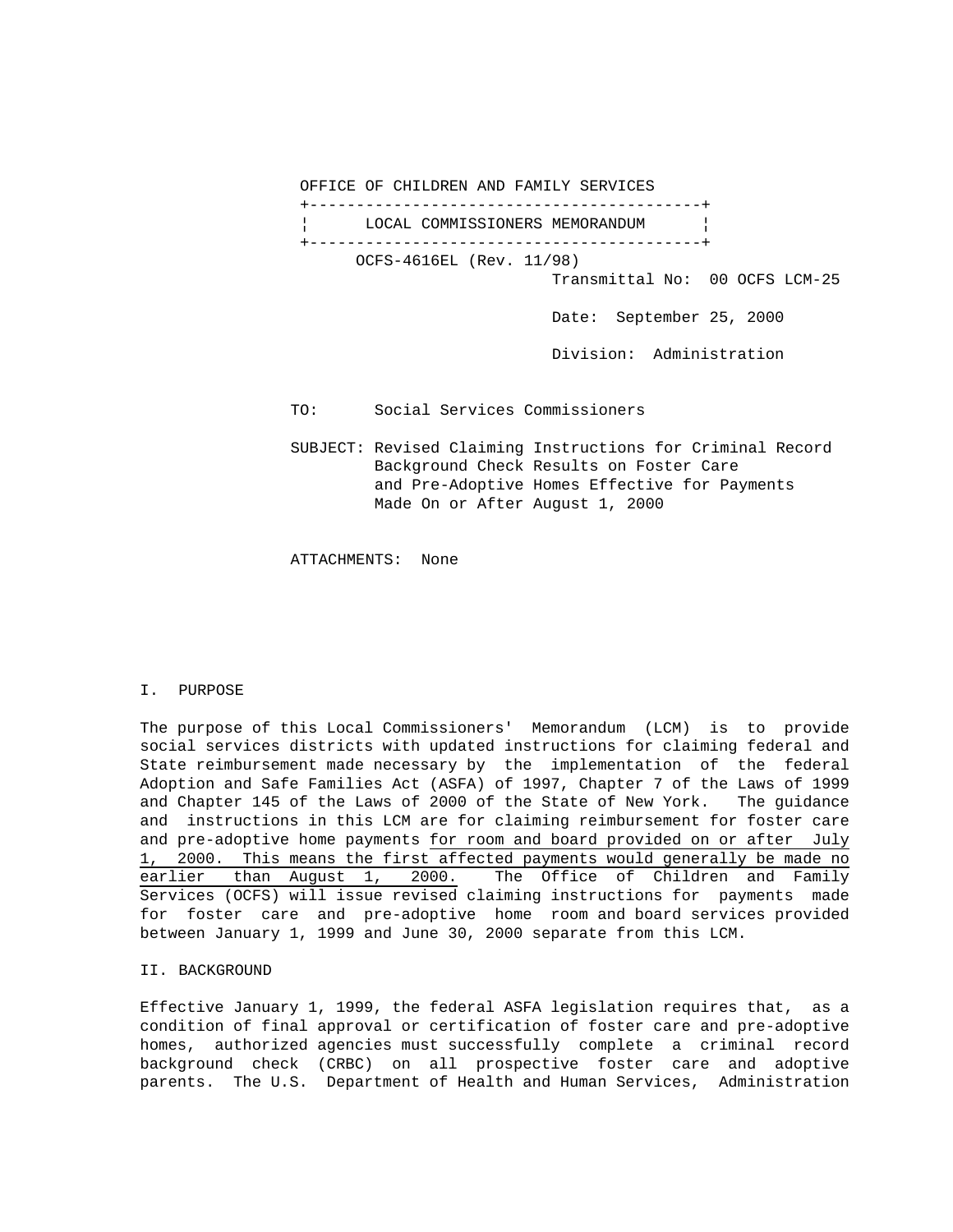OFFICE OF CHILDREN AND FAMILY SERVICES

**LOCAL COMMISSIONERS MEMORANDUM**

OCFS-4616EL (Rev. 11/98)

Transmittal No: 00 OCFS LCM-25

Date: September 25, 2000

Division: Administration

TO: Social Services Commissioners

SUBJECT: Revised Claiming Instructions for Criminal Record Background Check Results on Foster Care and Pre-Adoptive Homes Effective for Payments Made On or After August 1, 2000

ATTACHMENTS: None

## I. PURPOSE

The purpose of this Local Commissioners' Memorandum (LCM) is to provide social services districts with updated instructions for claiming federal and State reimbursement made necessary by the implementation of the federal Adoption and Safe Families Act (ASFA) of 1997, Chapter 7 of the Laws of 1999 and Chapter 145 of the Laws of 2000 of the State of New York. The guidance and instructions in this LCM are for claiming reimbursement for foster care and pre-adoptive home payments for room and board provided on or after July 1, 2000. This means the first affected payments would generally be made no earlier than August 1, 2000. The Office of Children and Family Services (OCFS) will issue revised claiming instructions for payments made for foster care and pre-adoptive home room and board services provided between January 1, 1999 and June 30, 2000 separate from this LCM.

## II. BACKGROUND

Effective January 1, 1999, the federal ASFA legislation requires that, as a condition of final approval or certification of foster care and pre-adoptive homes, authorized agencies must successfully complete a criminal record background check (CRBC) on all prospective foster care and adoptive parents. The U.S. Department of Health and Human Services, Administration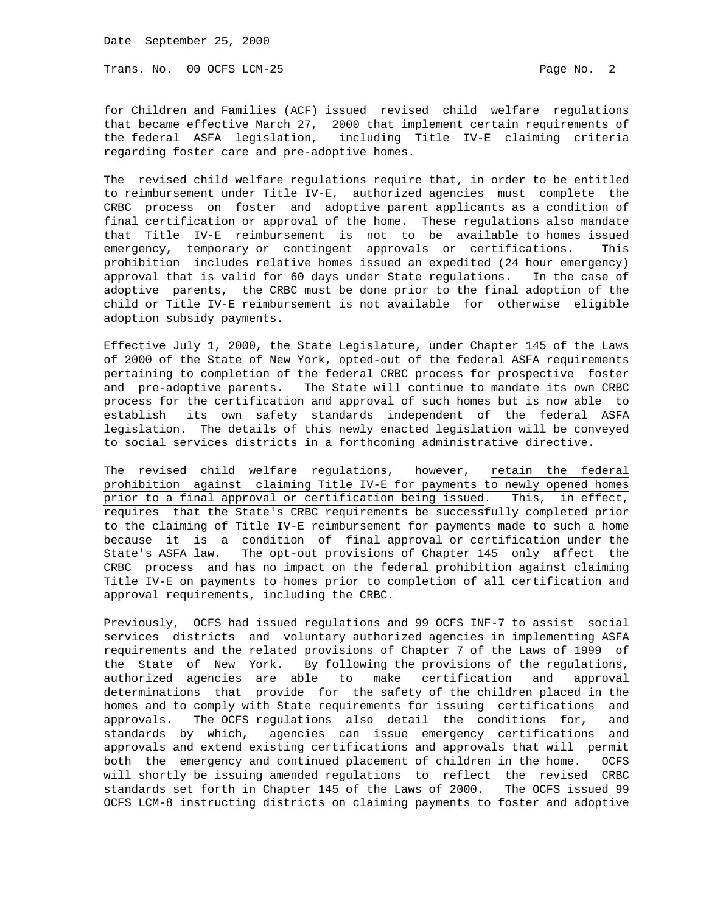for Children and Families (ACF) issued revised child welfare regulations that became effective March 27, 2000 that implement certain requirements of the federal ASFA legislation, including Title IV-E claiming criteria regarding foster care and pre-adoptive homes.

The revised child welfare regulations require that, in order to be entitled to reimbursement under Title IV-E, authorized agencies must complete the CRBC process on foster and adoptive parent applicants as a condition of final certification or approval of the home. These regulations also mandate that Title IV-E reimbursement is not to be available to homes issued emergency, temporary or contingent approvals or certifications. This prohibition includes relative homes issued an expedited (24 hour emergency) approval that is valid for 60 days under State regulations. In the case of adoptive parents, the CRBC must be done prior to the final adoption of the child or Title IV-E reimbursement is not available for otherwise eligible adoption subsidy payments.

Effective July 1, 2000, the State Legislature, under Chapter 145 of the Laws of 2000 of the State of New York, opted-out of the federal ASFA requirements pertaining to completion of the federal CRBC process for prospective foster and pre-adoptive parents. The State will continue to mandate its own CRBC process for the certification and approval of such homes but is now able to establish its own safety standards independent of the federal ASFA legislation. The details of this newly enacted legislation will be conveyed to social services districts in a forthcoming administrative directive.

The revised child welfare regulations, however, <u>retain the federal prohibition against claiming Title IV-E for payments to newly opened homes prior to a final approval or certification being issued</u>. This, in effect, requires that the State's CRBC requirements be successfully completed prior to the claiming of Title IV-E reimbursement for payments made to such a home because it is a condition of final approval or certification under the State's ASFA law. The opt-out provisions of Chapter 145 only affect the CRBC process and has no impact on the federal prohibition against claiming Title IV-E on payments to homes prior to completion of all certification and approval requirements, including the CRBC.

Previously, OCFS had issued regulations and 99 OCFS INF-7 to assist social services districts and voluntary authorized agencies in implementing ASFA requirements and the related provisions of Chapter 7 of the Laws of 1999 of the State of New York. By following the provisions of the regulations, authorized agencies are able to make certification and approval determinations that provide for the safety of the children placed in the homes and to comply with State requirements for issuing certifications and approvals. The OCFS regulations also detail the conditions for, and standards by which, agencies can issue emergency certifications and approvals and extend existing certifications and approvals that will permit both the emergency and continued placement of children in the home. OCFS will shortly be issuing amended regulations to reflect the revised CRBC standards set forth in Chapter 145 of the Laws of 2000. The OCFS issued 99 OCFS LCM-8 instructing districts on claiming payments to foster and adoptive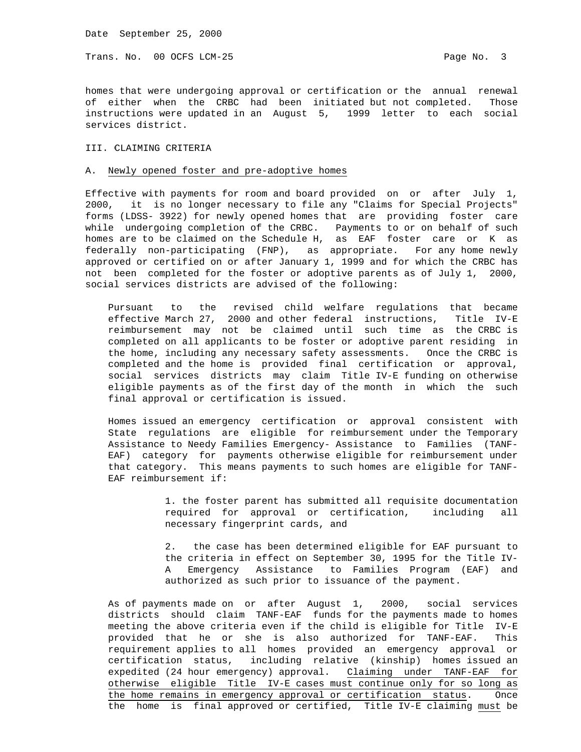homes that were undergoing approval or certification or the annual renewal of either when the CRBC had been initiated but not completed. Those instructions were updated in an August 5, 1999 letter to each social services district.

## III. CLAIMING CRITERIA

### A. Newly opened foster and pre-adoptive homes

Effective with payments for room and board provided on or after July 1, 2000, it is no longer necessary to file any "Claims for Special Projects" forms (LDSS- 3922) for newly opened homes that are providing foster care while undergoing completion of the CRBC. Payments to or on behalf of such homes are to be claimed on the Schedule H, as EAF foster care or K as federally non-participating (FNP), as appropriate. For any home newly approved or certified on or after January 1, 1999 and for which the CRBC has not been completed for the foster or adoptive parents as of July 1, 2000, social services districts are advised of the following:

> Pursuant to the revised child welfare regulations that became effective March 27, 2000 and other federal instructions, Title IV-E reimbursement may not be claimed until such time as the CRBC is completed on all applicants to be foster or adoptive parent residing in the home, including any necessary safety assessments. Once the CRBC is completed and the home is provided final certification or approval, social services districts may claim Title IV-E funding on otherwise eligible payments as of the first day of the month in which the such final approval or certification is issued.
>
> Homes issued an emergency certification or approval consistent with State regulations are eligible for reimbursement under the Temporary Assistance to Needy Families Emergency- Assistance to Families (TANF-EAF) category for payments otherwise eligible for reimbursement under that category. This means payments to such homes are eligible for TANF-EAF reimbursement if:
>
> 1. the foster parent has submitted all requisite documentation required for approval or certification, including all necessary fingerprint cards, and
>
> 2. the case has been determined eligible for EAF pursuant to the criteria in effect on September 30, 1995 for the Title IV-A Emergency Assistance to Families Program (EAF) and authorized as such prior to issuance of the payment.
>
> As of payments made on or after August 1, 2000, social services districts should claim TANF-EAF funds for the payments made to homes meeting the above criteria even if the child is eligible for Title IV-E provided that he or she is also authorized for TANF-EAF. This requirement applies to all homes provided an emergency approval or certification status, including relative (kinship) homes issued an expedited (24 hour emergency) approval. <u>Claiming under TANF-EAF for otherwise eligible Title IV-E cases must continue only for so long as the home remains in emergency approval or certification status</u>. Once the home is final approved or certified, Title IV-E claiming <u>must</u> be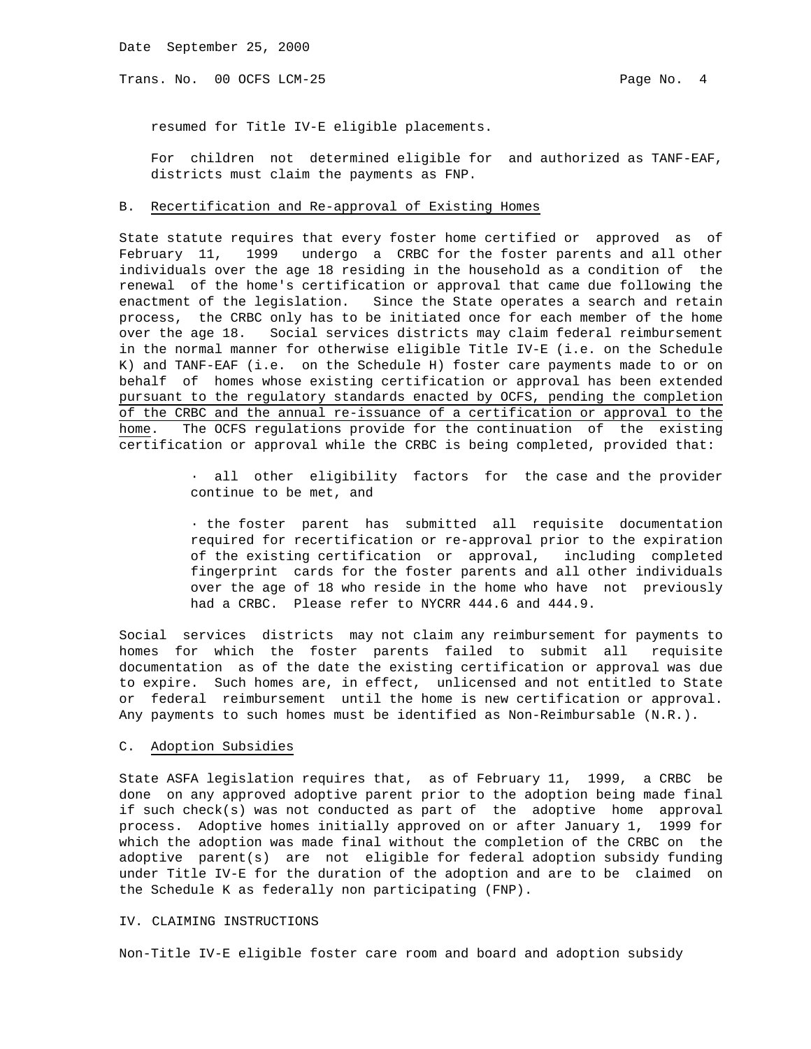resumed for Title IV-E eligible placements.

For children not determined eligible for and authorized as TANF-EAF, districts must claim the payments as FNP.

B. Recertification and Re-approval of Existing Homes

State statute requires that every foster home certified or approved as of February 11, 1999 undergo a CRBC for the foster parents and all other individuals over the age 18 residing in the household as a condition of the renewal of the home's certification or approval that came due following the enactment of the legislation. Since the State operates a search and retain process, the CRBC only has to be initiated once for each member of the home over the age 18. Social services districts may claim federal reimbursement in the normal manner for otherwise eligible Title IV-E (i.e. on the Schedule K) and TANF-EAF (i.e. on the Schedule H) foster care payments made to or on behalf of homes whose existing certification or approval has been extended pursuant to the regulatory standards enacted by OCFS, pending the completion of the CRBC and the annual re-issuance of a certification or approval to the home. The OCFS regulations provide for the continuation of the existing certification or approval while the CRBC is being completed, provided that:

- all other eligibility factors for the case and the provider continue to be met, and

- the foster parent has submitted all requisite documentation required for recertification or re-approval prior to the expiration of the existing certification or approval, including completed fingerprint cards for the foster parents and all other individuals over the age of 18 who reside in the home who have not previously had a CRBC. Please refer to NYCRR 444.6 and 444.9.

Social services districts may not claim any reimbursement for payments to homes for which the foster parents failed to submit all requisite documentation as of the date the existing certification or approval was due to expire. Such homes are, in effect, unlicensed and not entitled to State or federal reimbursement until the home is new certification or approval. Any payments to such homes must be identified as Non-Reimbursable (N.R.).

C. Adoption Subsidies

State ASFA legislation requires that, as of February 11, 1999, a CRBC be done on any approved adoptive parent prior to the adoption being made final if such check(s) was not conducted as part of the adoptive home approval process. Adoptive homes initially approved on or after January 1, 1999 for which the adoption was made final without the completion of the CRBC on the adoptive parent(s) are not eligible for federal adoption subsidy funding under Title IV-E for the duration of the adoption and are to be claimed on the Schedule K as federally non participating (FNP).

IV. CLAIMING INSTRUCTIONS

Non-Title IV-E eligible foster care room and board and adoption subsidy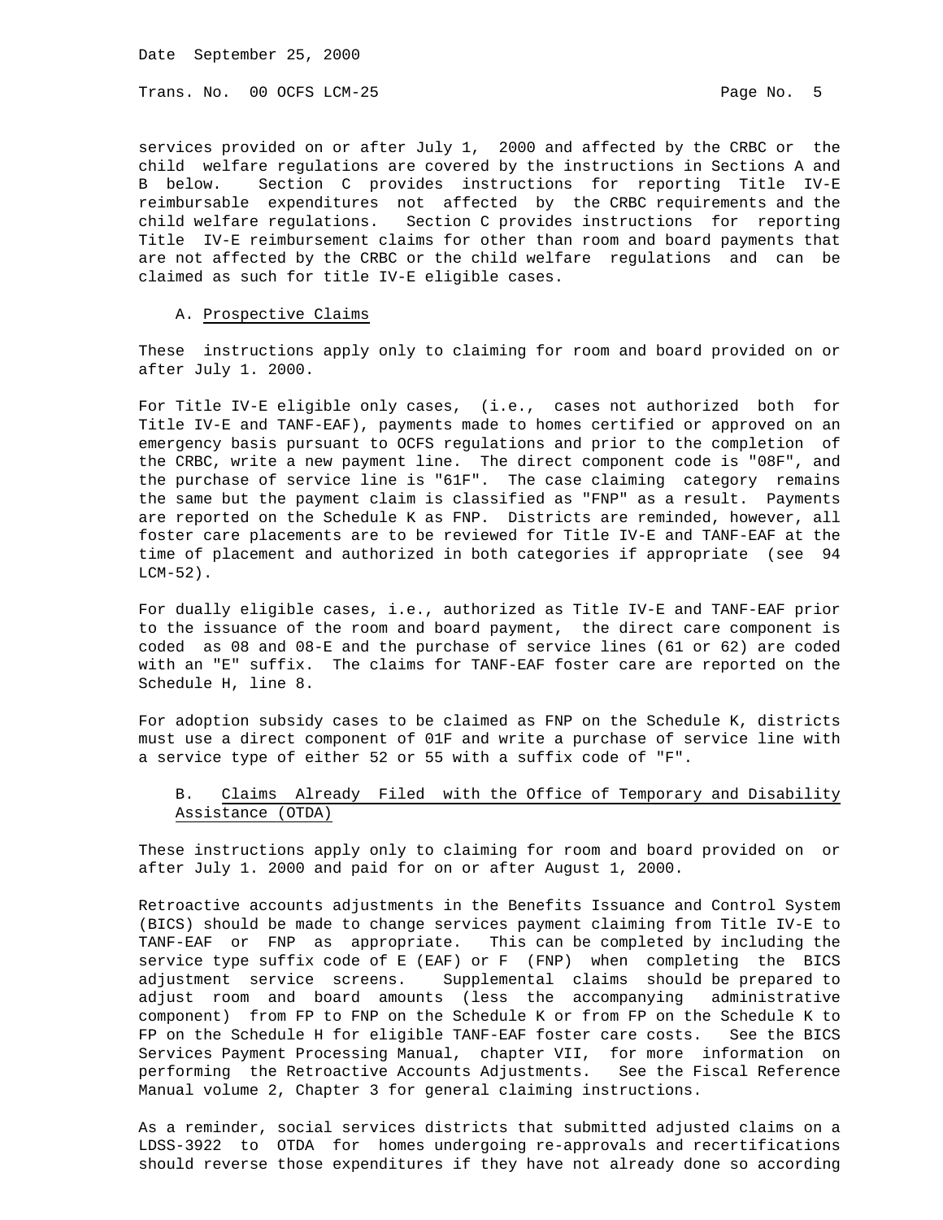services provided on or after July 1, 2000 and affected by the CRBC or the child welfare regulations are covered by the instructions in Sections A and B below. Section C provides instructions for reporting Title IV-E reimbursable expenditures not affected by the CRBC requirements and the child welfare regulations. Section C provides instructions for reporting Title IV-E reimbursement claims for other than room and board payments that are not affected by the CRBC or the child welfare regulations and can be claimed as such for title IV-E eligible cases.

A. Prospective Claims

These instructions apply only to claiming for room and board provided on or after July 1. 2000.

For Title IV-E eligible only cases, (i.e., cases not authorized both for Title IV-E and TANF-EAF), payments made to homes certified or approved on an emergency basis pursuant to OCFS regulations and prior to the completion of the CRBC, write a new payment line. The direct component code is "08F", and the purchase of service line is "61F". The case claiming category remains the same but the payment claim is classified as "FNP" as a result. Payments are reported on the Schedule K as FNP. Districts are reminded, however, all foster care placements are to be reviewed for Title IV-E and TANF-EAF at the time of placement and authorized in both categories if appropriate (see 94 LCM-52).

For dually eligible cases, i.e., authorized as Title IV-E and TANF-EAF prior to the issuance of the room and board payment, the direct care component is coded as 08 and 08-E and the purchase of service lines (61 or 62) are coded with an "E" suffix. The claims for TANF-EAF foster care are reported on the Schedule H, line 8.

For adoption subsidy cases to be claimed as FNP on the Schedule K, districts must use a direct component of 01F and write a purchase of service line with a service type of either 52 or 55 with a suffix code of "F".

B. Claims Already Filed with the Office of Temporary and Disability Assistance (OTDA)

These instructions apply only to claiming for room and board provided on or after July 1. 2000 and paid for on or after August 1, 2000.

Retroactive accounts adjustments in the Benefits Issuance and Control System (BICS) should be made to change services payment claiming from Title IV-E to TANF-EAF or FNP as appropriate. This can be completed by including the service type suffix code of E (EAF) or F (FNP) when completing the BICS adjustment service screens. Supplemental claims should be prepared to adjust room and board amounts (less the accompanying administrative component) from FP to FNP on the Schedule K or from FP on the Schedule K to FP on the Schedule H for eligible TANF-EAF foster care costs. See the BICS Services Payment Processing Manual, chapter VII, for more information on performing the Retroactive Accounts Adjustments. See the Fiscal Reference Manual volume 2, Chapter 3 for general claiming instructions.

As a reminder, social services districts that submitted adjusted claims on a LDSS-3922 to OTDA for homes undergoing re-approvals and recertifications should reverse those expenditures if they have not already done so according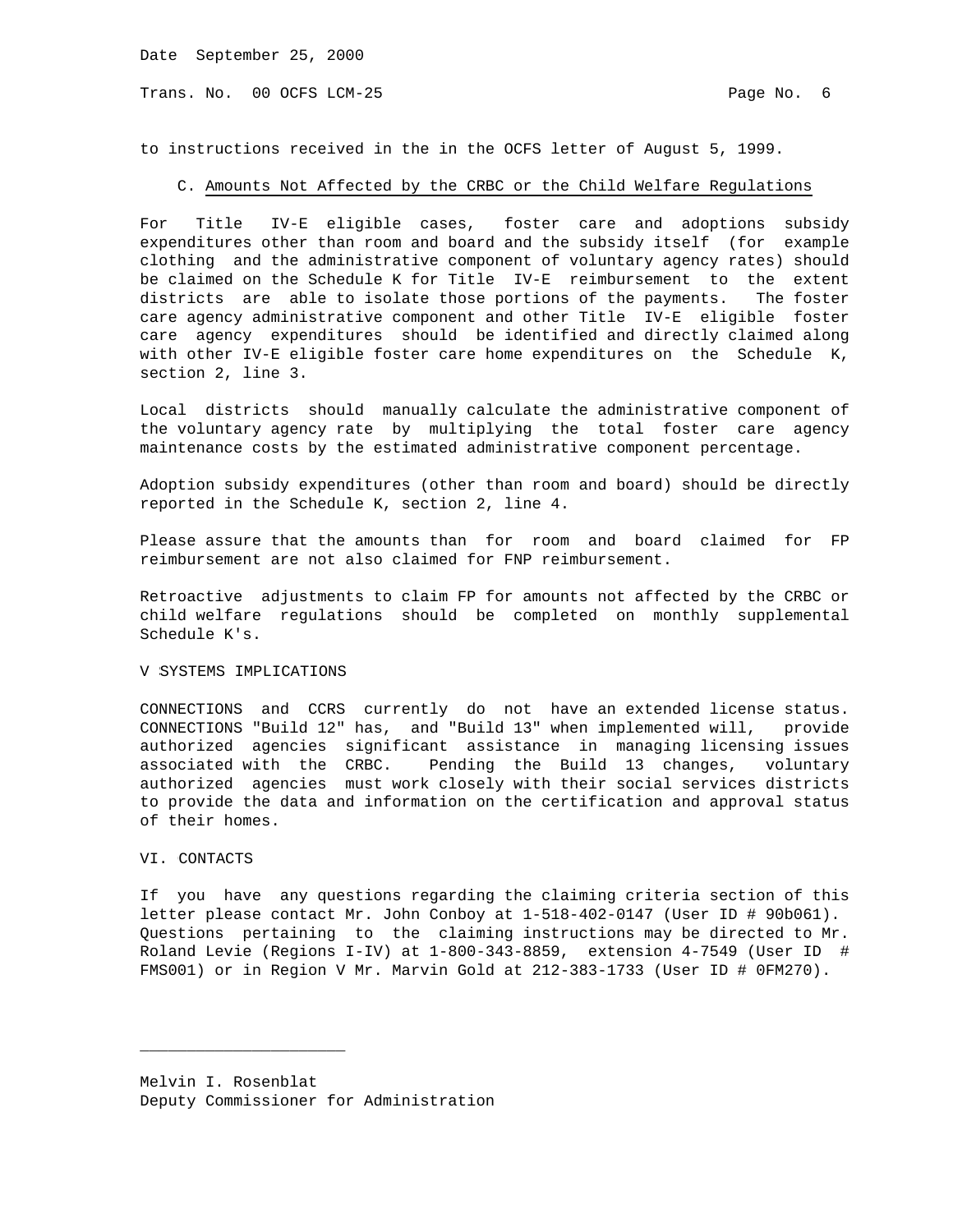to instructions received in the in the OCFS letter of August 5, 1999.

C. Amounts Not Affected by the CRBC or the Child Welfare Regulations

For Title IV-E eligible cases, foster care and adoptions subsidy expenditures other than room and board and the subsidy itself (for example clothing and the administrative component of voluntary agency rates) should be claimed on the Schedule K for Title IV-E reimbursement to the extent districts are able to isolate those portions of the payments. The foster care agency administrative component and other Title IV-E eligible foster care agency expenditures should be identified and directly claimed along with other IV-E eligible foster care home expenditures on the Schedule K, section 2, line 3.

Local districts should manually calculate the administrative component of the voluntary agency rate by multiplying the total foster care agency maintenance costs by the estimated administrative component percentage.

Adoption subsidy expenditures (other than room and board) should be directly reported in the Schedule K, section 2, line 4.

Please assure that the amounts than for room and board claimed for FP reimbursement are not also claimed for FNP reimbursement.

Retroactive adjustments to claim FP for amounts not affected by the CRBC or child welfare regulations should be completed on monthly supplemental Schedule K's.

V SYSTEMS IMPLICATIONS

CONNECTIONS and CCRS currently do not have an extended license status. CONNECTIONS "Build 12" has, and "Build 13" when implemented will, provide authorized agencies significant assistance in managing licensing issues associated with the CRBC. Pending the Build 13 changes, voluntary authorized agencies must work closely with their social services districts to provide the data and information on the certification and approval status of their homes.

VI. CONTACTS

If you have any questions regarding the claiming criteria section of this letter please contact Mr. John Conboy at 1-518-402-0147 (User ID # 90b061). Questions pertaining to the claiming instructions may be directed to Mr. Roland Levie (Regions I-IV) at 1-800-343-8859, extension 4-7549 (User ID # FMS001) or in Region V Mr. Marvin Gold at 212-383-1733 (User ID # 0FM270).

______________________

Melvin I. Rosenblat
Deputy Commissioner for Administration